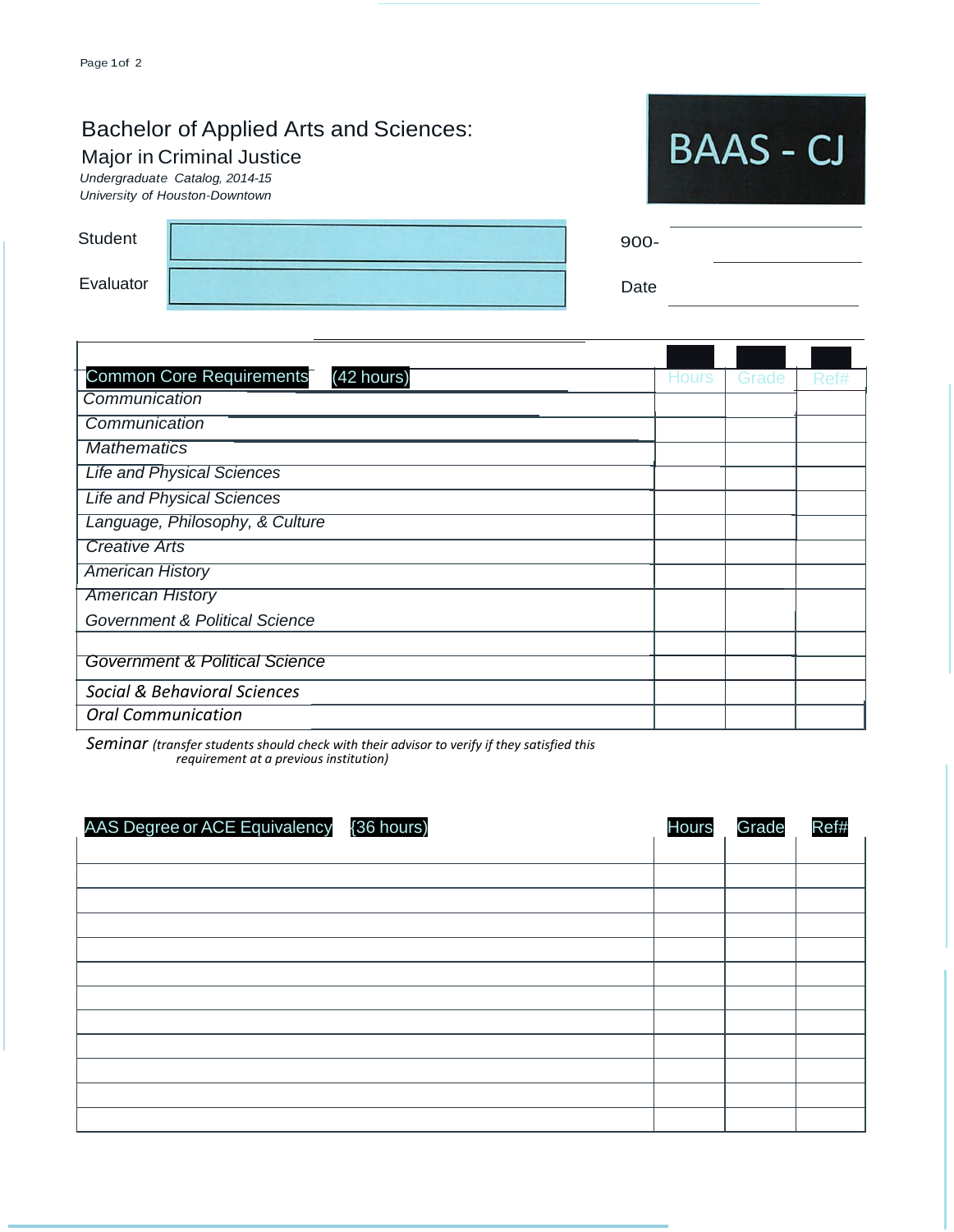# Bachelor of Applied Arts and Sciences:

## Major in Criminal Justice

*Undergraduate Catalog, 2014-15*
*University of Houston-Downtown*

**BAAS - CJ**

| | | | |
|---|---|---|---|
| Student | | 900- | |
| Evaluator | | Date | |

| Common Core Requirements (42 hours) | Hours | Grade | Ref# |
|---|---|---|---|
| *Communication* | | | |
| *Communication* | | | |
| *Mathematics* | | | |
| *Life and Physical Sciences* | | | |
| *Life and Physical Sciences* | | | |
| *Language, Philosophy, & Culture* | | | |
| *Creative Arts* | | | |
| *American History* | | | |
| *American History* | | | |
| *Government & Political Science* | | | |
| *Government & Political Science* | | | |
| *Social & Behavioral Sciences* | | | |
| *Oral Communication* | | | |

*Seminar* *(transfer students should check with their advisor to verify if they satisfied this requirement at a previous institution)*

| AAS Degree or ACE Equivalency (36 hours) | Hours | Grade | Ref# |
|---|---|---|---|
| | | | |
| | | | |
| | | | |
| | | | |
| | | | |
| | | | |
| | | | |
| | | | |
| | | | |
| | | | |
| | | | |
| | | | |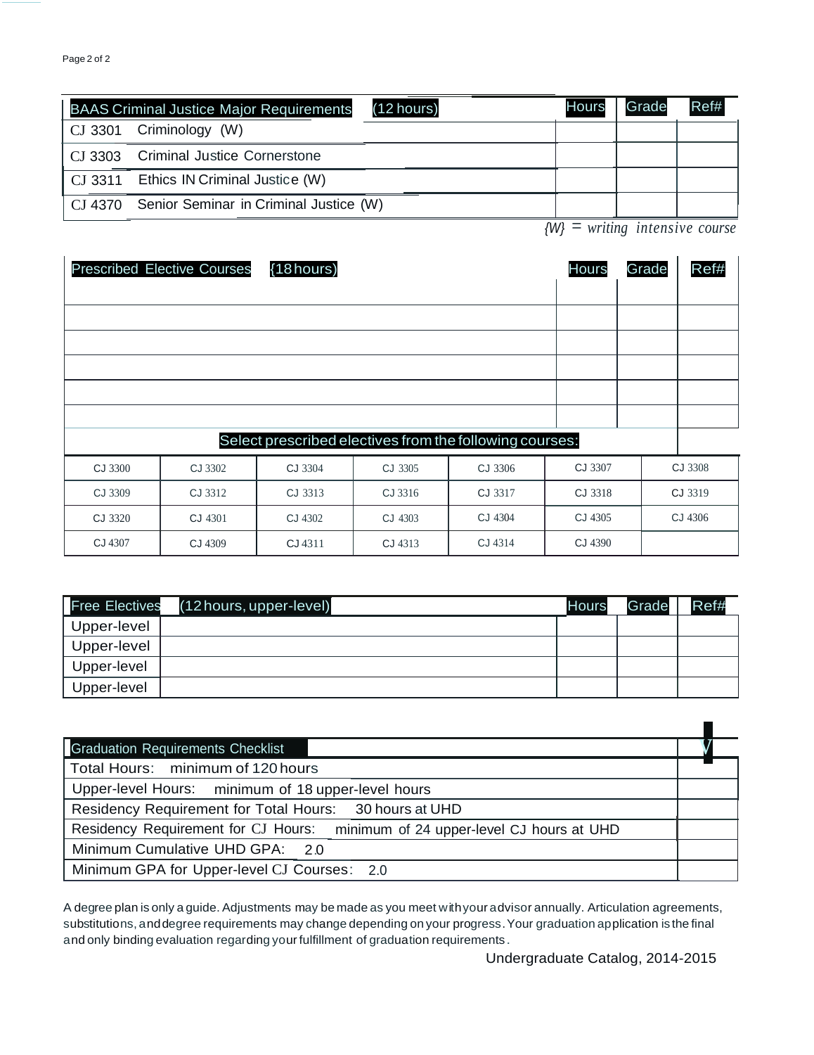| BAAS Criminal Justice Major Requirements (12 hours) | Hours | Grade | Ref# |
|---|---|---|---|
| CJ 3301 Criminology (W) | | | |
| CJ 3303 Criminal Justice Cornerstone | | | |
| CJ 3311 Ethics IN Criminal Justice (W) | | | |
| CJ 4370 Senior Seminar in Criminal Justice (W) | | | |

*{W} = writing intensive course*

| Prescribed Elective Courses {18 hours) | Hours | Grade | Ref# |
|---|---|---|---|
| | | | |
| | | | |
| | | | |
| | | | |
| | | | |
| | | | |

Select prescribed electives from the following courses:

| | | | | | | |
|---|---|---|---|---|---|---|
| CJ 3300 | CJ 3302 | CJ 3304 | CJ 3305 | CJ 3306 | CJ 3307 | CJ 3308 |
| CJ 3309 | CJ 3312 | CJ 3313 | CJ 3316 | CJ 3317 | CJ 3318 | CJ 3319 |
| CJ 3320 | CJ 4301 | CJ 4302 | CJ 4303 | CJ 4304 | CJ 4305 | CJ 4306 |
| CJ 4307 | CJ 4309 | CJ 4311 | CJ 4313 | CJ 4314 | CJ 4390 | |

| Free Electives | (12 hours, upper-level) | Hours | Grade | Ref# |
|---|---|---|---|---|
| Upper-level | | | | |
| Upper-level | | | | |
| Upper-level | | | | |
| Upper-level | | | | |

| Graduation Requirements Checklist | √ |
|---|---|
| Total Hours: minimum of 120 hours | |
| Upper-level Hours: minimum of 18 upper-level hours | |
| Residency Requirement for Total Hours: 30 hours at UHD | |
| Residency Requirement for CJ Hours: minimum of 24 upper-level CJ hours at UHD | |
| Minimum Cumulative UHD GPA: 2.0 | |
| Minimum GPA for Upper-level CJ Courses: 2.0 | |

A degree plan is only a guide. Adjustments may be made as you meet with your advisor annually. Articulation agreements, substitutions, and degree requirements may change depending on your progress. Your graduation application is the final and only binding evaluation regarding your fulfillment of graduation requirements.

Undergraduate Catalog, 2014-2015